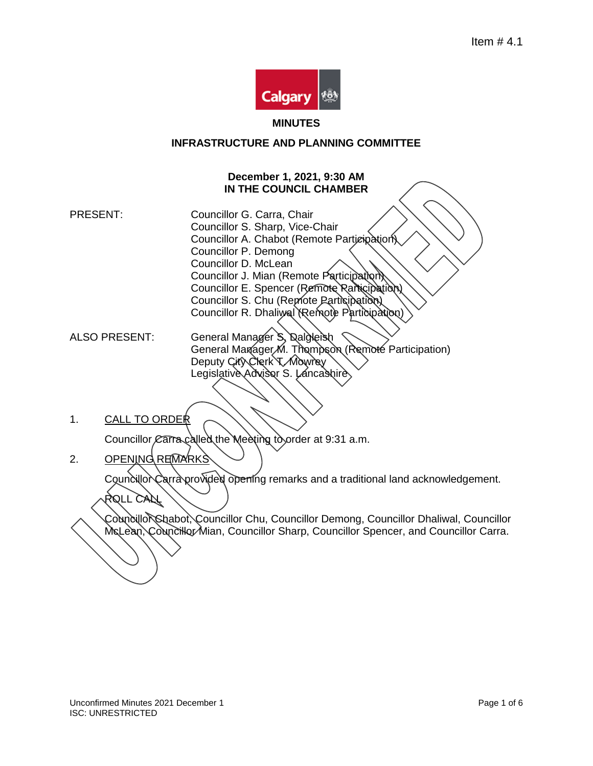Item # 4.1

**MINUTES**

**INFRASTRUCTURE AND PLANNING COMMITTEE**

**December 1, 2021, 9:30 AM**
**IN THE COUNCIL CHAMBER**

PRESENT:
Councillor G. Carra, Chair
Councillor S. Sharp, Vice-Chair
Councillor A. Chabot (Remote Participation)
Councillor P. Demong
Councillor D. McLean
Councillor J. Mian (Remote Participation)
Councillor E. Spencer (Remote Participation)
Councillor S. Chu (Remote Participation)
Councillor R. Dhaliwal (Remote Participation)

ALSO PRESENT:
General Manager S. Dalgleish
General Manager M. Thompson (Remote Participation)
Deputy City Clerk T. Mowrey
Legislative Advisor S. Lancashire

1. CALL TO ORDER

Councillor Carra called the Meeting to order at 9:31 a.m.

2. OPENING REMARKS

Councillor Carra provided opening remarks and a traditional land acknowledgement.

ROLL CALL

Councillor Chabot, Councillor Chu, Councillor Demong, Councillor Dhaliwal, Councillor McLean, Councillor Mian, Councillor Sharp, Councillor Spencer, and Councillor Carra.

Unconfirmed Minutes 2021 December 1
ISC: UNRESTRICTED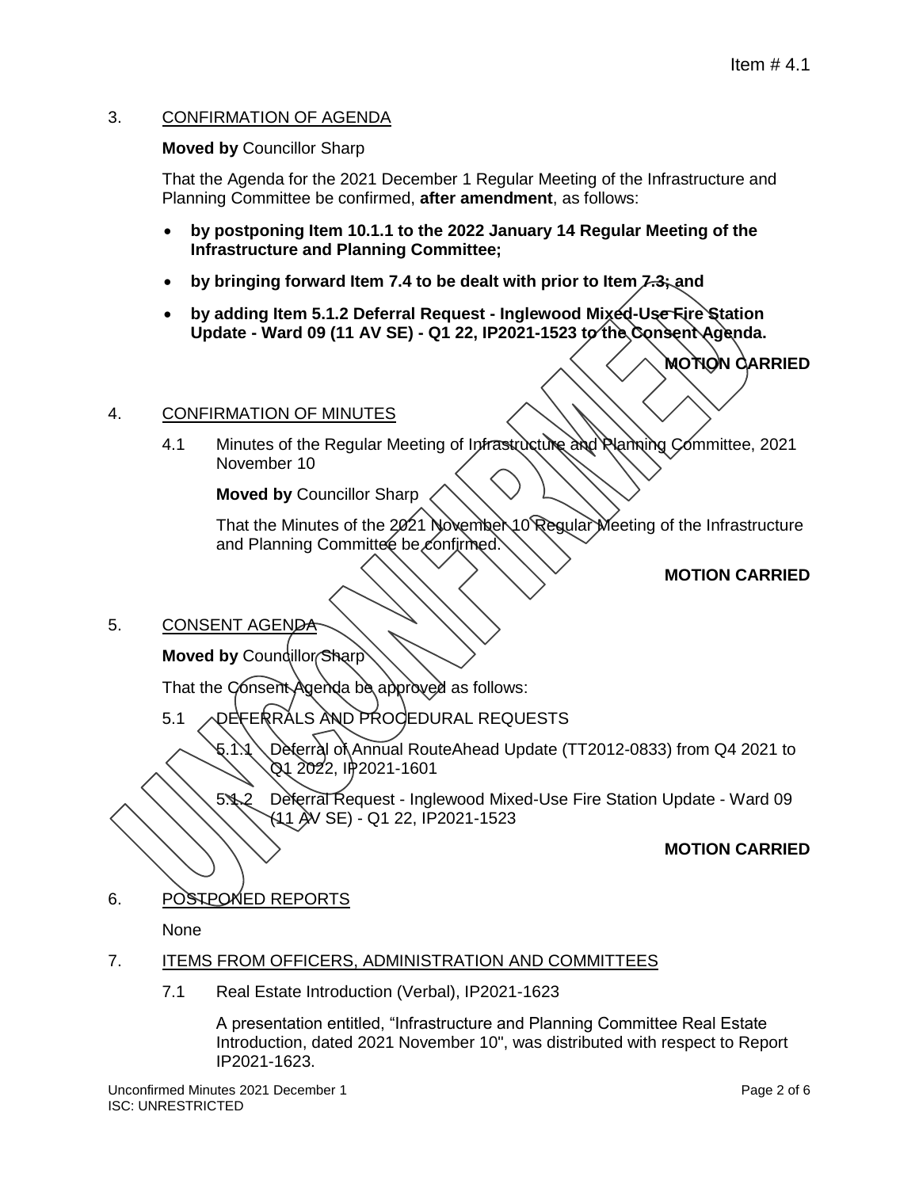3. CONFIRMATION OF AGENDA

**Moved by** Councillor Sharp

That the Agenda for the 2021 December 1 Regular Meeting of the Infrastructure and Planning Committee be confirmed, **after amendment**, as follows:

- **by postponing Item 10.1.1 to the 2022 January 14 Regular Meeting of the Infrastructure and Planning Committee;**
- **by bringing forward Item 7.4 to be dealt with prior to Item 7.3; and**
- **by adding Item 5.1.2 Deferral Request - Inglewood Mixed-Use Fire Station Update - Ward 09 (11 AV SE) - Q1 22, IP2021-1523 to the Consent Agenda.**

**MOTION CARRIED**

4. CONFIRMATION OF MINUTES

4.1 Minutes of the Regular Meeting of Infrastructure and Planning Committee, 2021 November 10

**Moved by** Councillor Sharp

That the Minutes of the 2021 November 10 Regular Meeting of the Infrastructure and Planning Committee be confirmed.

**MOTION CARRIED**

5. CONSENT AGENDA

**Moved by** Councillor Sharp

That the Consent Agenda be approved as follows:

5.1 DEFERRALS AND PROCEDURAL REQUESTS

5.1.1 Deferral of Annual RouteAhead Update (TT2012-0833) from Q4 2021 to Q1 2022, IP2021-1601

5.1.2 Deferral Request - Inglewood Mixed-Use Fire Station Update - Ward 09 (11 AV SE) - Q1 22, IP2021-1523

**MOTION CARRIED**

6. POSTPONED REPORTS

None

7. ITEMS FROM OFFICERS, ADMINISTRATION AND COMMITTEES

7.1 Real Estate Introduction (Verbal), IP2021-1623

A presentation entitled, "Infrastructure and Planning Committee Real Estate Introduction, dated 2021 November 10", was distributed with respect to Report IP2021-1623.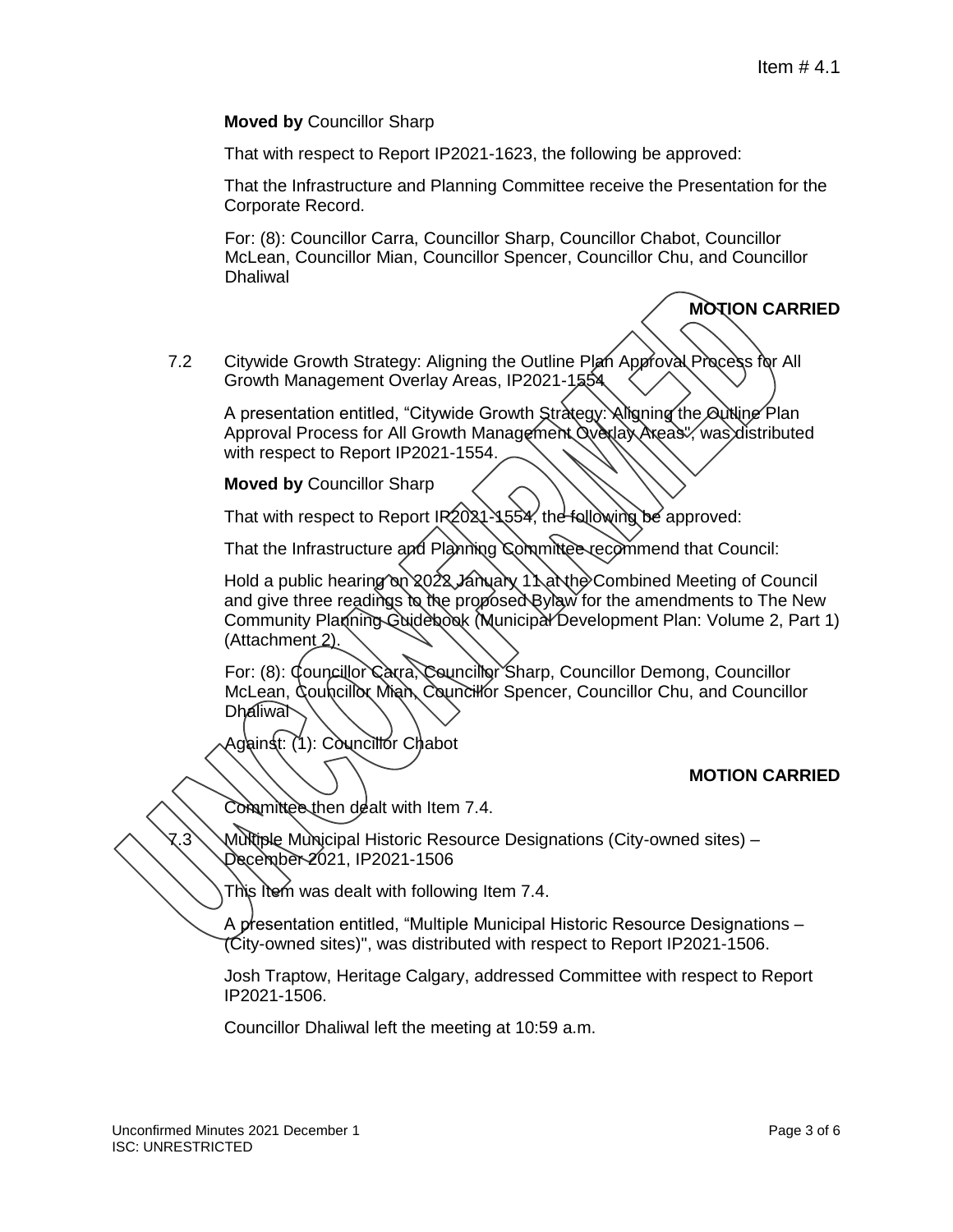**Moved by** Councillor Sharp

That with respect to Report IP2021-1623, the following be approved:

That the Infrastructure and Planning Committee receive the Presentation for the Corporate Record.

For: (8): Councillor Carra, Councillor Sharp, Councillor Chabot, Councillor McLean, Councillor Mian, Councillor Spencer, Councillor Chu, and Councillor Dhaliwal

**MOTION CARRIED**

7.2 Citywide Growth Strategy: Aligning the Outline Plan Approval Process for All Growth Management Overlay Areas, IP2021-1554

A presentation entitled, "Citywide Growth Strategy: Aligning the Outline Plan Approval Process for All Growth Management Overlay Areas", was distributed with respect to Report IP2021-1554.

**Moved by** Councillor Sharp

That with respect to Report IP2021-1554, the following be approved:

That the Infrastructure and Planning Committee recommend that Council:

Hold a public hearing on 2022 January 11 at the Combined Meeting of Council and give three readings to the proposed Bylaw for the amendments to The New Community Planning Guidebook (Municipal Development Plan: Volume 2, Part 1) (Attachment 2).

For: (8): Councillor Carra, Councillor Sharp, Councillor Demong, Councillor McLean, Councillor Mian, Councillor Spencer, Councillor Chu, and Councillor Dhaliwal

Against: (1): Councillor Chabot

**MOTION CARRIED**

Committee then dealt with Item 7.4.

7.3 Multiple Municipal Historic Resource Designations (City-owned sites) – December 2021, IP2021-1506

This Item was dealt with following Item 7.4.

A presentation entitled, "Multiple Municipal Historic Resource Designations – (City-owned sites)", was distributed with respect to Report IP2021-1506.

Josh Traptow, Heritage Calgary, addressed Committee with respect to Report IP2021-1506.

Councillor Dhaliwal left the meeting at 10:59 a.m.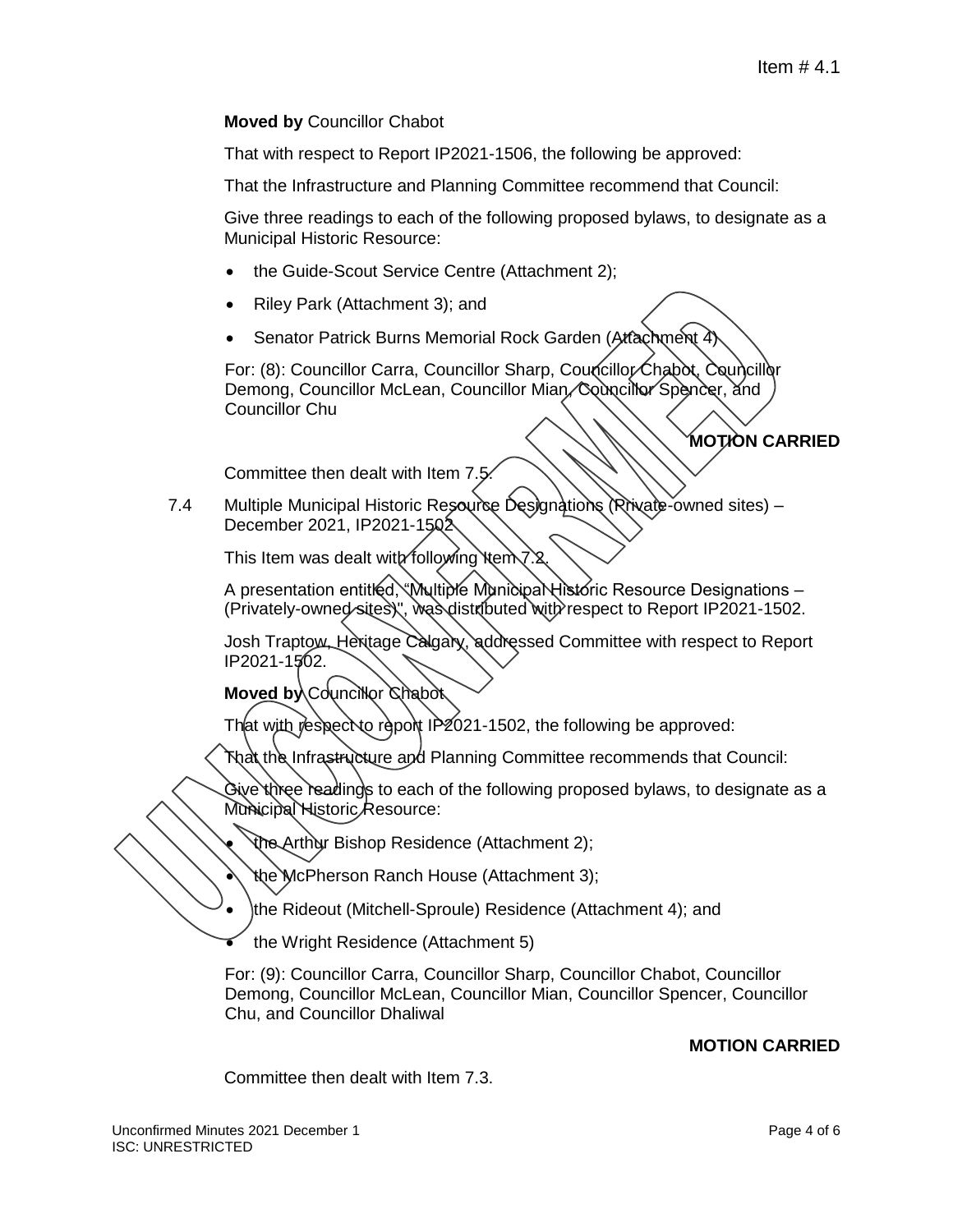**Moved by** Councillor Chabot

That with respect to Report IP2021-1506, the following be approved:

That the Infrastructure and Planning Committee recommend that Council:

Give three readings to each of the following proposed bylaws, to designate as a Municipal Historic Resource:

- the Guide-Scout Service Centre (Attachment 2);
- Riley Park (Attachment 3); and
- Senator Patrick Burns Memorial Rock Garden (Attachment 4)

For: (8): Councillor Carra, Councillor Sharp, Councillor Chabot, Councillor Demong, Councillor McLean, Councillor Mian, Councillor Spencer, and Councillor Chu

**MOTION CARRIED**

Committee then dealt with Item 7.5.

7.4 Multiple Municipal Historic Resource Designations (Private-owned sites) – December 2021, IP2021-1502

This Item was dealt with following Item 7.2.

A presentation entitled, "Multiple Municipal Historic Resource Designations – (Privately-owned sites)", was distributed with respect to Report IP2021-1502.

Josh Traptow, Heritage Calgary, addressed Committee with respect to Report IP2021-1502.

**Moved by** Councillor Chabot

That with respect to report IP2021-1502, the following be approved:

That the Infrastructure and Planning Committee recommends that Council:

Give three readings to each of the following proposed bylaws, to designate as a Municipal Historic Resource:

- the Arthur Bishop Residence (Attachment 2);
- the McPherson Ranch House (Attachment 3);
- the Rideout (Mitchell-Sproule) Residence (Attachment 4); and
- the Wright Residence (Attachment 5)

For: (9): Councillor Carra, Councillor Sharp, Councillor Chabot, Councillor Demong, Councillor McLean, Councillor Mian, Councillor Spencer, Councillor Chu, and Councillor Dhaliwal

**MOTION CARRIED**

Committee then dealt with Item 7.3.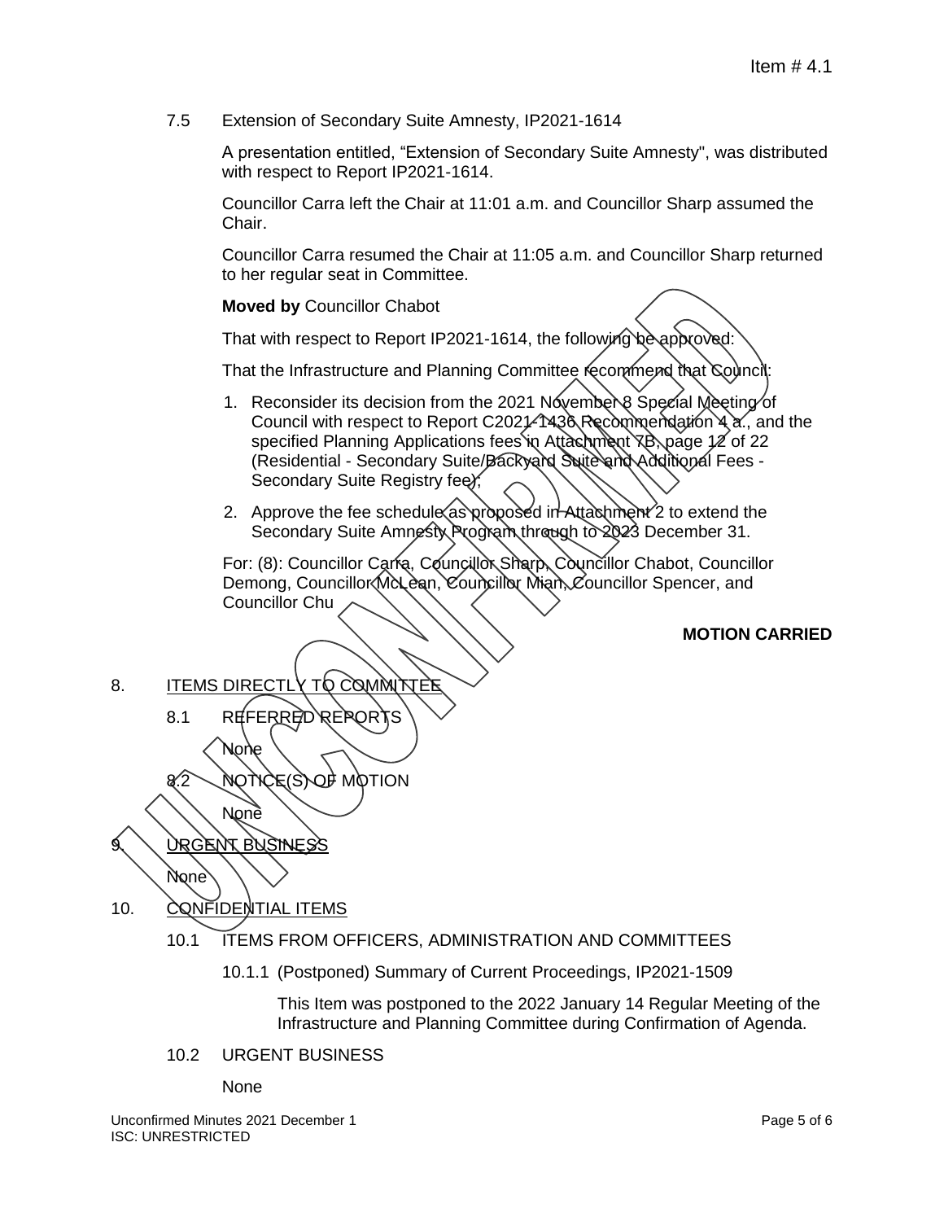7.5 Extension of Secondary Suite Amnesty, IP2021-1614

A presentation entitled, "Extension of Secondary Suite Amnesty", was distributed with respect to Report IP2021-1614.

Councillor Carra left the Chair at 11:01 a.m. and Councillor Sharp assumed the Chair.

Councillor Carra resumed the Chair at 11:05 a.m. and Councillor Sharp returned to her regular seat in Committee.

**Moved by** Councillor Chabot

That with respect to Report IP2021-1614, the following be approved:

That the Infrastructure and Planning Committee recommend that Council:

1. Reconsider its decision from the 2021 November 8 Special Meeting of Council with respect to Report C2021-1436 Recommendation 4 a., and the specified Planning Applications fees in Attachment 7B, page 12 of 22 (Residential - Secondary Suite/Backyard Suite and Additional Fees - Secondary Suite Registry fee);
2. Approve the fee schedule as proposed in Attachment 2 to extend the Secondary Suite Amnesty Program through to 2023 December 31.

For: (8): Councillor Carra, Councillor Sharp, Councillor Chabot, Councillor Demong, Councillor McLean, Councillor Mian, Councillor Spencer, and Councillor Chu

**MOTION CARRIED**

8. ITEMS DIRECTLY TO COMMITTEE

8.1 REFERRED REPORTS

None

8.2 NOTICE(S) OF MOTION

None

9. URGENT BUSINESS

None

10. CONFIDENTIAL ITEMS

10.1 ITEMS FROM OFFICERS, ADMINISTRATION AND COMMITTEES

10.1.1 (Postponed) Summary of Current Proceedings, IP2021-1509

This Item was postponed to the 2022 January 14 Regular Meeting of the Infrastructure and Planning Committee during Confirmation of Agenda.

10.2 URGENT BUSINESS

None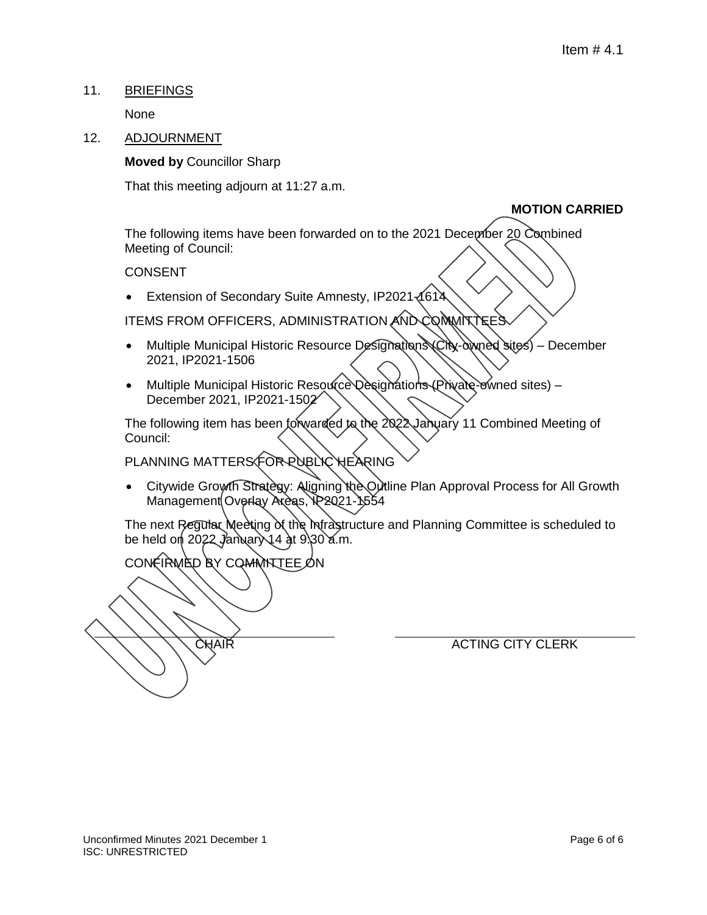Item # 4.1

11. BRIEFINGS

    None

12. ADJOURNMENT

    **Moved by** Councillor Sharp

    That this meeting adjourn at 11:27 a.m.

    **MOTION CARRIED**

The following items have been forwarded on to the 2021 December 20 Combined Meeting of Council:

CONSENT

- Extension of Secondary Suite Amnesty, IP2021-1614

ITEMS FROM OFFICERS, ADMINISTRATION AND COMMITTEES

- Multiple Municipal Historic Resource Designations (City-owned sites) – December 2021, IP2021-1506
- Multiple Municipal Historic Resource Designations (Private-owned sites) – December 2021, IP2021-1502

The following item has been forwarded to the 2022 January 11 Combined Meeting of Council:

PLANNING MATTERS FOR PUBLIC HEARING

- Citywide Growth Strategy: Aligning the Outline Plan Approval Process for All Growth Management Overlay Areas, IP2021-1554

The next Regular Meeting of the Infrastructure and Planning Committee is scheduled to be held on 2022 January 14 at 9:30 a.m.

CONFIRMED BY COMMITTEE ON

CHAIR

ACTING CITY CLERK

UNCONFIRMED